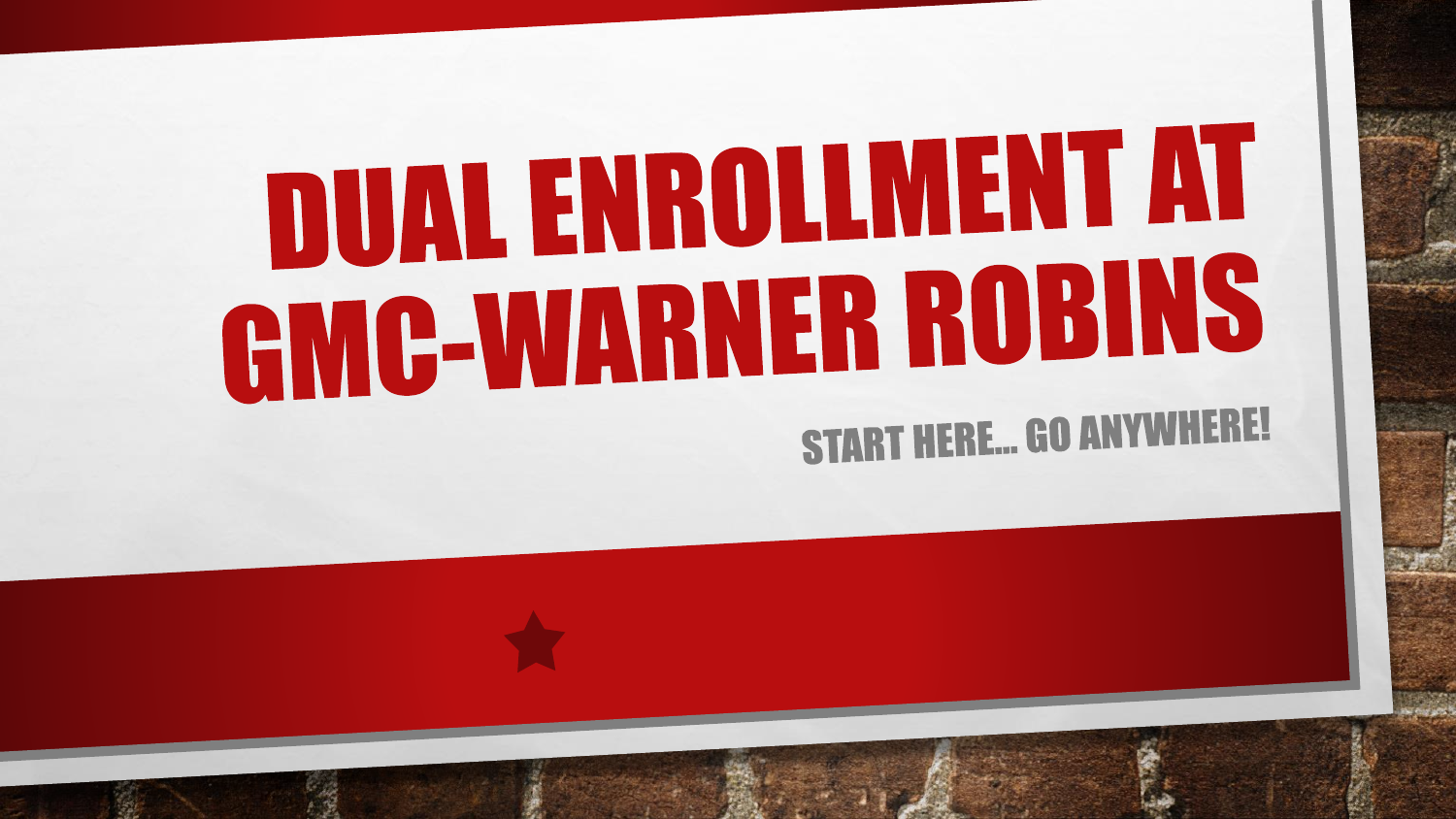# DUAL ENROLLMENT AT GMC-WARNER ROBINS

START HERE... GO ANYWHERE!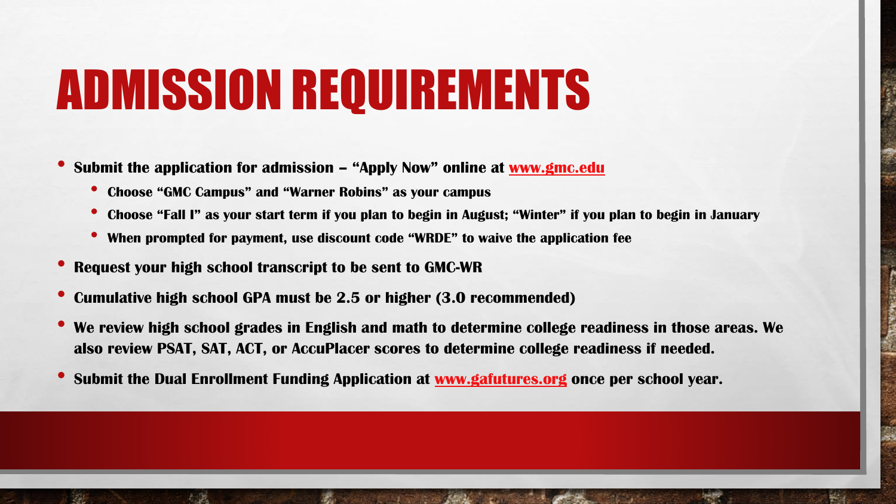# ADMISSION REQUIREMENTS

- **Submit the application for admission – "Apply Now" online at [www.gmc.edu](http://www.gmc.edu)**
  - **Choose "GMC Campus" and "Warner Robins" as your campus**
  - **Choose "Fall I" as your start term if you plan to begin in August; "Winter" if you plan to begin in January**
  - **When prompted for payment, use discount code "WRDE" to waive the application fee**
- **Request your high school transcript to be sent to GMC-WR**
- **Cumulative high school GPA must be 2.5 or higher (3.0 recommended)**
- **We review high school grades in English and math to determine college readiness in those areas. We also review PSAT, SAT, ACT, or AccuPlacer scores to determine college readiness if needed.**
- **Submit the Dual Enrollment Funding Application at [www.gafutures.org](http://www.gafutures.org) once per school year.**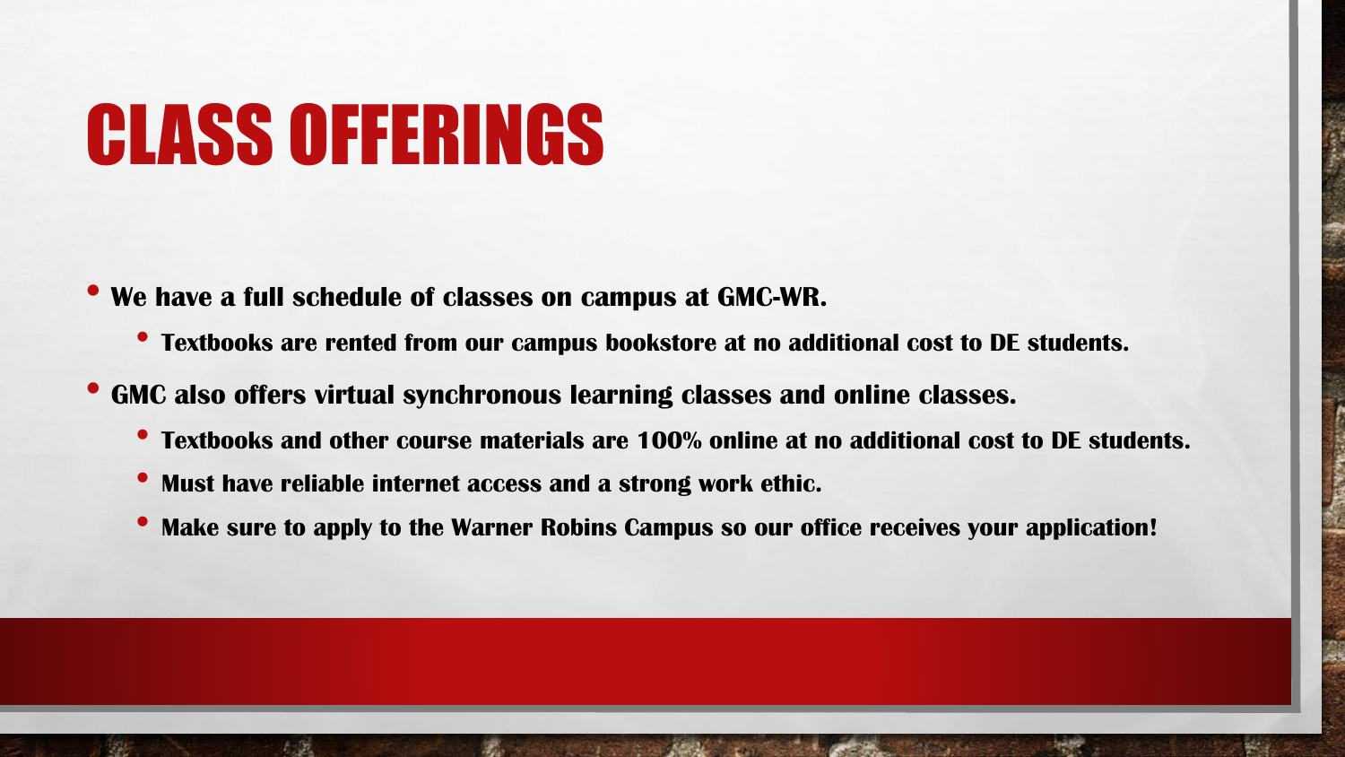# CLASS OFFERINGS

- **We have a full schedule of classes on campus at GMC-WR.**
  - **Textbooks are rented from our campus bookstore at no additional cost to DE students.**
- **GMC also offers virtual synchronous learning classes and online classes.**
  - **Textbooks and other course materials are 100% online at no additional cost to DE students.**
  - **Must have reliable internet access and a strong work ethic.**
  - **Make sure to apply to the Warner Robins Campus so our office receives your application!**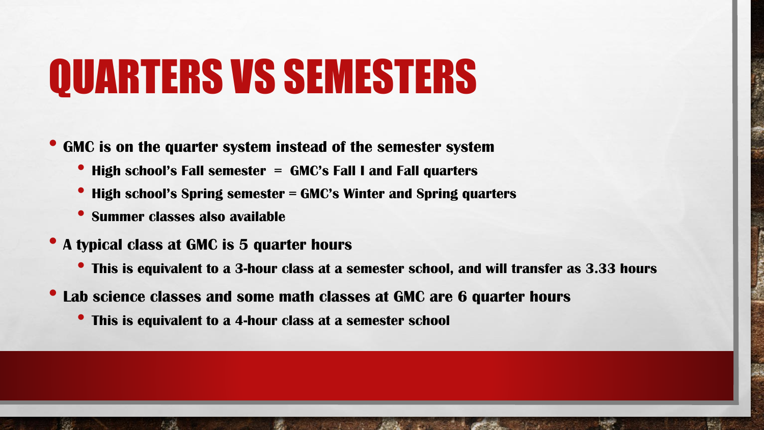# QUARTERS VS SEMESTERS

- **GMC is on the quarter system instead of the semester system**
  - **High school's Fall semester = GMC's Fall I and Fall quarters**
  - **High school's Spring semester = GMC's Winter and Spring quarters**
  - **Summer classes also available**
- **A typical class at GMC is 5 quarter hours**
  - **This is equivalent to a 3-hour class at a semester school, and will transfer as 3.33 hours**
- **Lab science classes and some math classes at GMC are 6 quarter hours**
  - **This is equivalent to a 4-hour class at a semester school**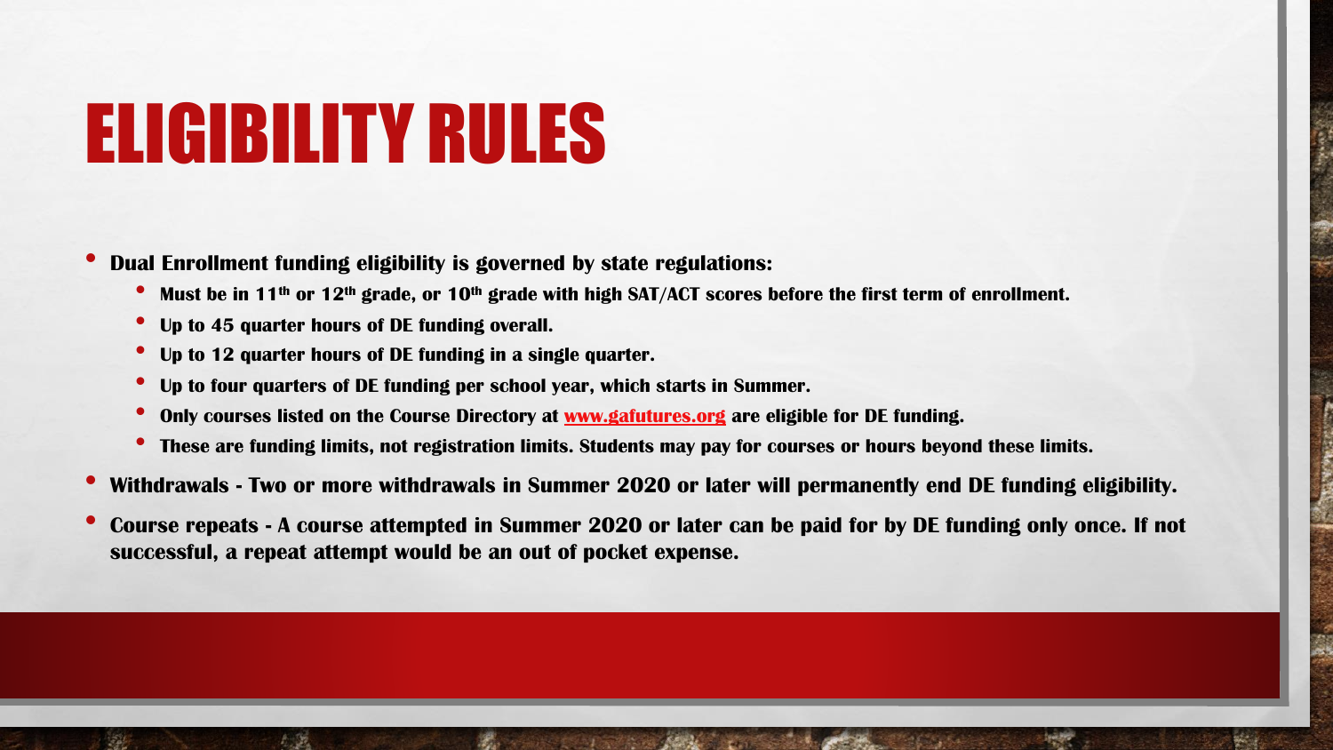# ELIGIBILITY RULES

- **Dual Enrollment funding eligibility is governed by state regulations:**
  - **Must be in 11th or 12th grade, or 10th grade with high SAT/ACT scores before the first term of enrollment.**
  - **Up to 45 quarter hours of DE funding overall.**
  - **Up to 12 quarter hours of DE funding in a single quarter.**
  - **Up to four quarters of DE funding per school year, which starts in Summer.**
  - **Only courses listed on the Course Directory at www.gafutures.org are eligible for DE funding.**
  - **These are funding limits, not registration limits. Students may pay for courses or hours beyond these limits.**
- **Withdrawals - Two or more withdrawals in Summer 2020 or later will permanently end DE funding eligibility.**
- **Course repeats - A course attempted in Summer 2020 or later can be paid for by DE funding only once. If not successful, a repeat attempt would be an out of pocket expense.**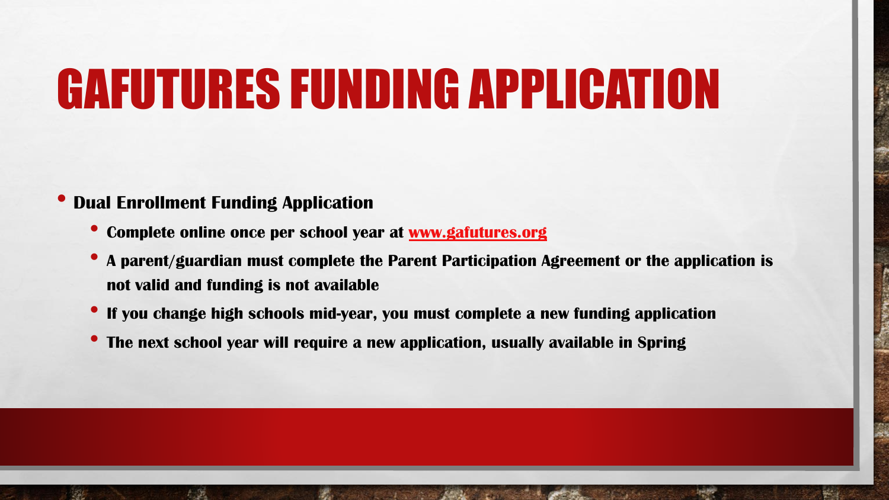# GAFUTURES FUNDING APPLICATION

- **Dual Enrollment Funding Application**
  - **Complete online once per school year at [www.gafutures.org](http://www.gafutures.org)**
  - **A parent/guardian must complete the Parent Participation Agreement or the application is not valid and funding is not available**
  - **If you change high schools mid-year, you must complete a new funding application**
  - **The next school year will require a new application, usually available in Spring**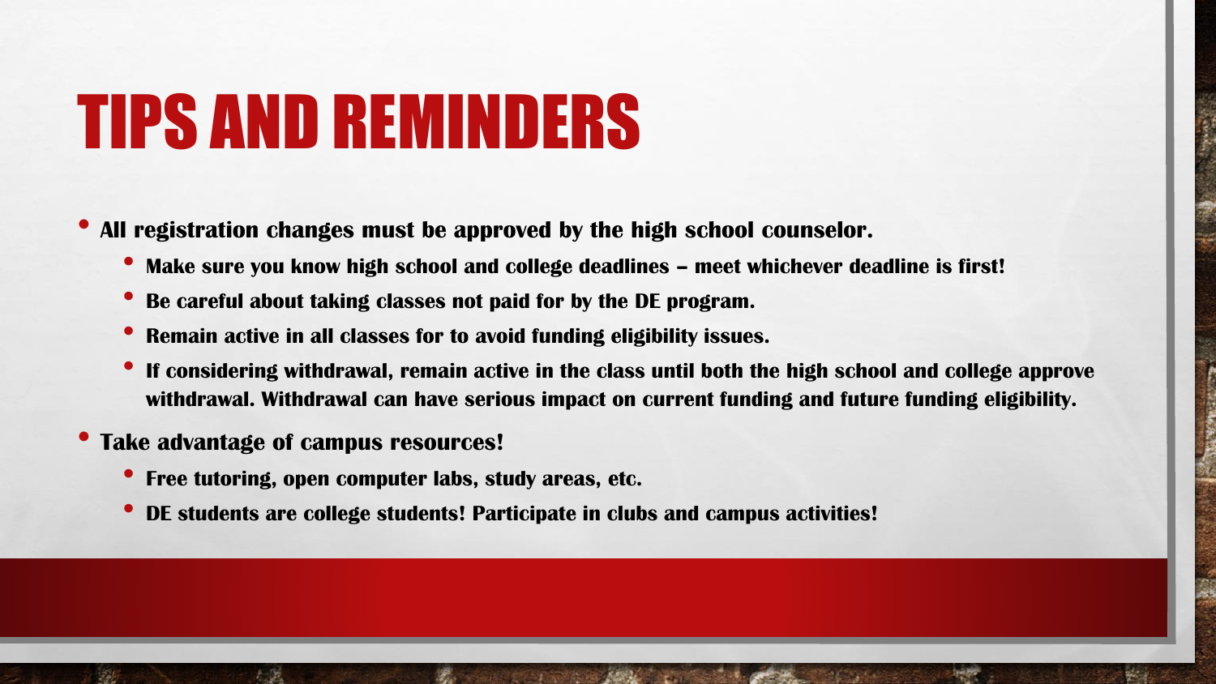# TIPS AND REMINDERS

- **All registration changes must be approved by the high school counselor.**
  - **Make sure you know high school and college deadlines – meet whichever deadline is first!**
  - **Be careful about taking classes not paid for by the DE program.**
  - **Remain active in all classes for to avoid funding eligibility issues.**
  - **If considering withdrawal, remain active in the class until both the high school and college approve withdrawal. Withdrawal can have serious impact on current funding and future funding eligibility.**
- **Take advantage of campus resources!**
  - **Free tutoring, open computer labs, study areas, etc.**
  - **DE students are college students! Participate in clubs and campus activities!**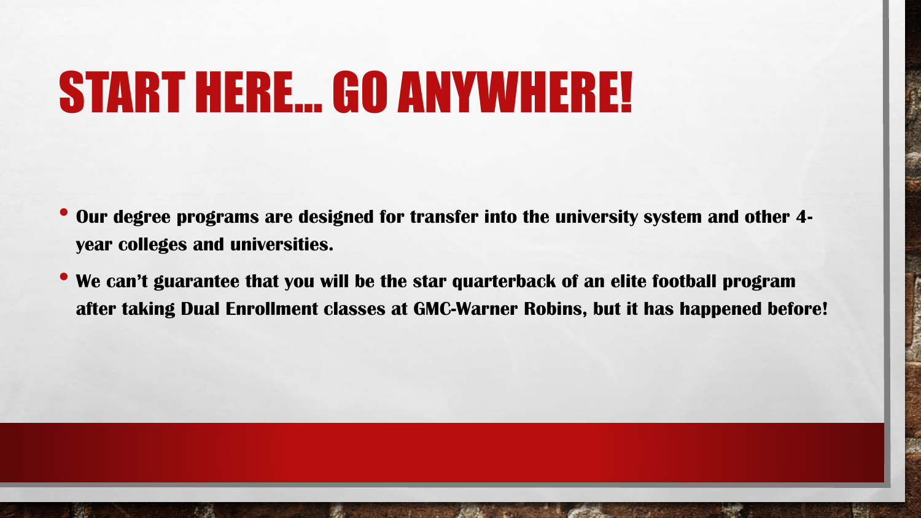# START HERE… GO ANYWHERE!

- **Our degree programs are designed for transfer into the university system and other 4-year colleges and universities.**
- **We can't guarantee that you will be the star quarterback of an elite football program after taking Dual Enrollment classes at GMC-Warner Robins, but it has happened before!**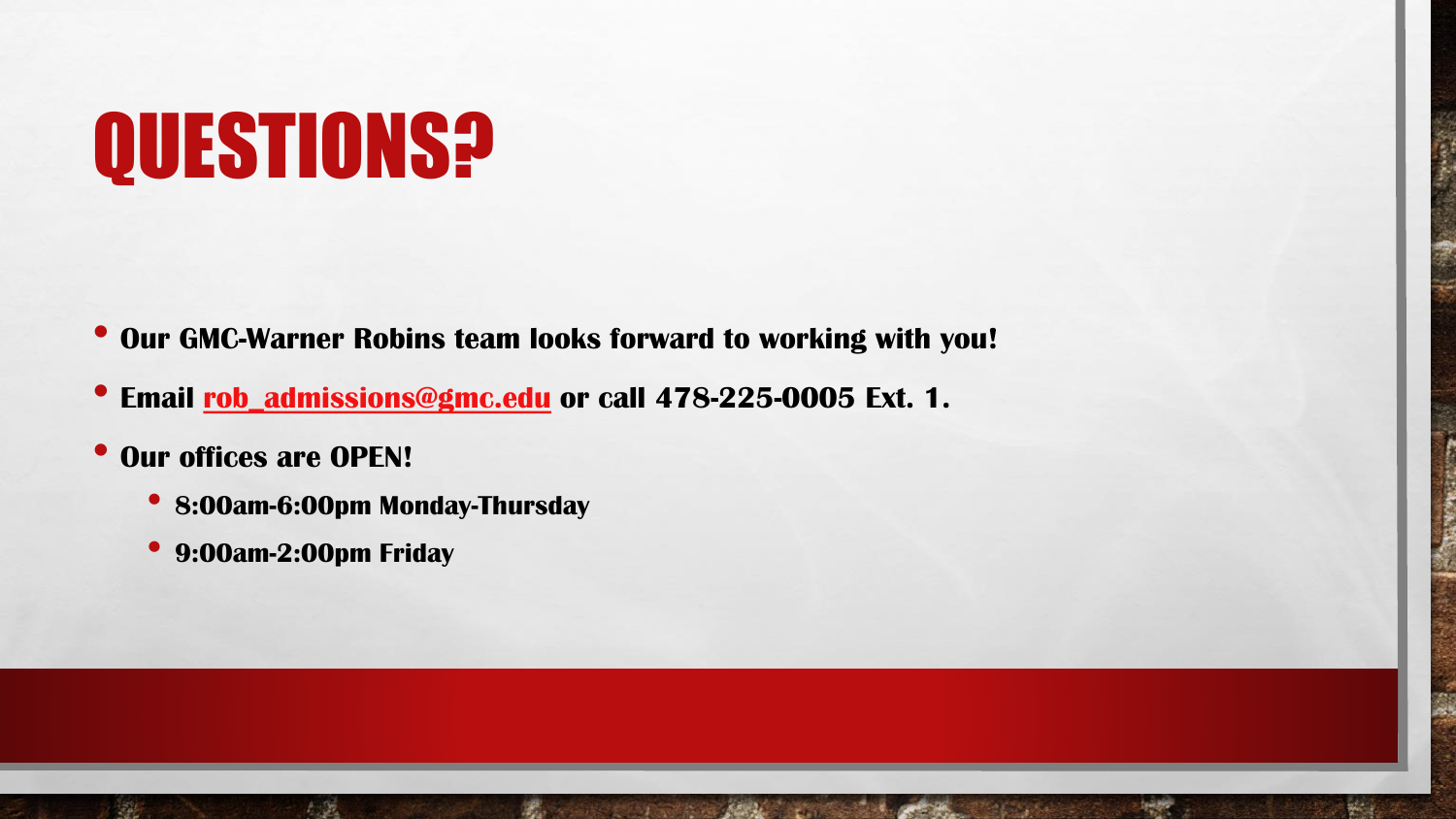# QUESTIONS?

- **Our GMC-Warner Robins team looks forward to working with you!**
- **Email rob_admissions@gmc.edu or call 478-225-0005 Ext. 1.**
- **Our offices are OPEN!**
  - **8:00am-6:00pm Monday-Thursday**
  - **9:00am-2:00pm Friday**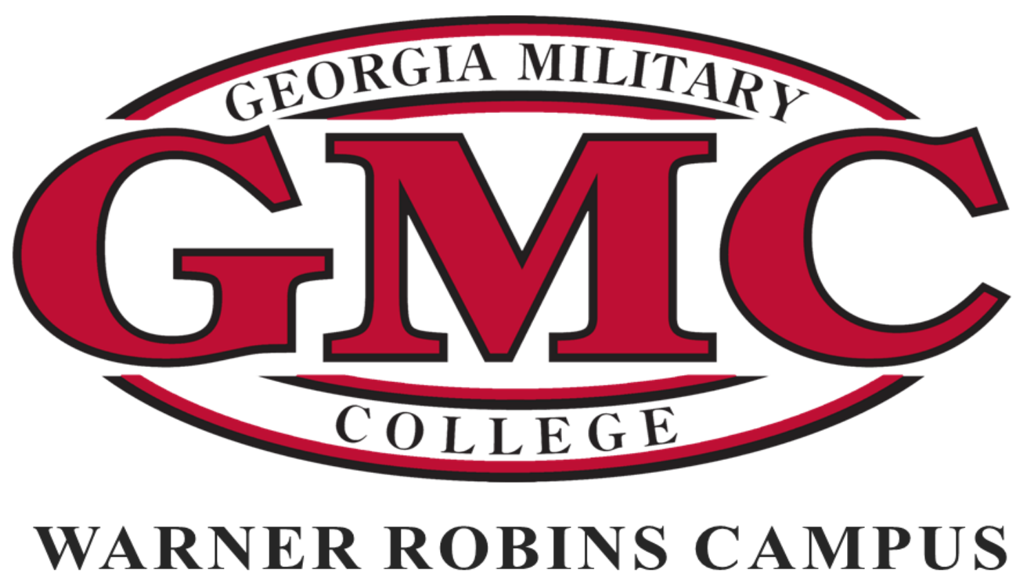GEORGIA MILITARY

GMC

COLLEGE

WARNER ROBINS CAMPUS